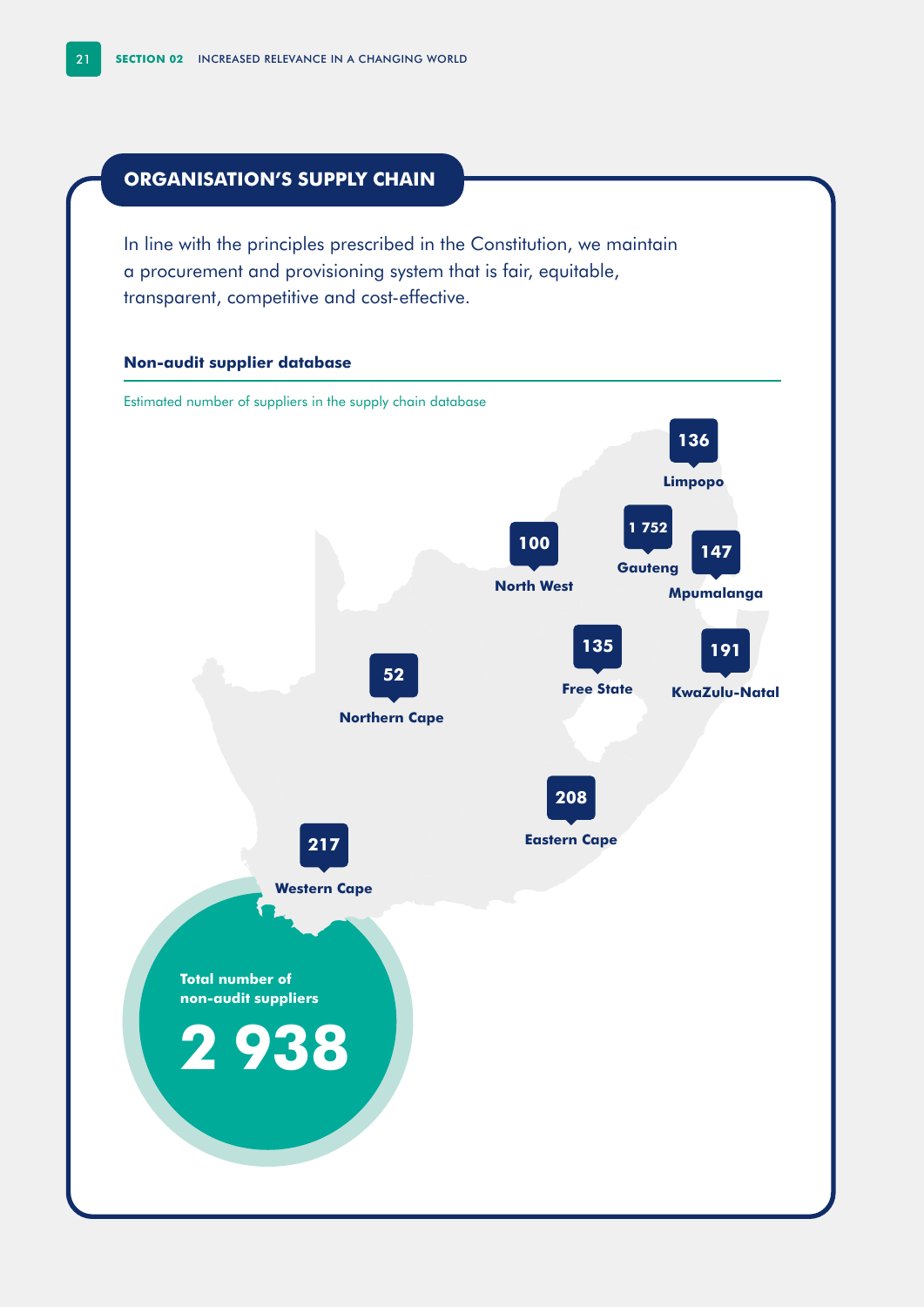## ORGANISATION'S SUPPLY CHAIN

In line with the principles prescribed in the Constitution, we maintain a procurement and provisioning system that is fair, equitable, transparent, competitive and cost-effective.

### Non-audit supplier database

Estimated number of suppliers in the supply chain database

| Province | Number of suppliers |
|---|---|
| Limpopo | 136 |
| North West | 100 |
| Gauteng | 1 752 |
| Mpumalanga | 147 |
| Free State | 135 |
| KwaZulu-Natal | 191 |
| Northern Cape | 52 |
| Eastern Cape | 208 |
| Western Cape | 217 |

**Total number of non-audit suppliers**

**2 938**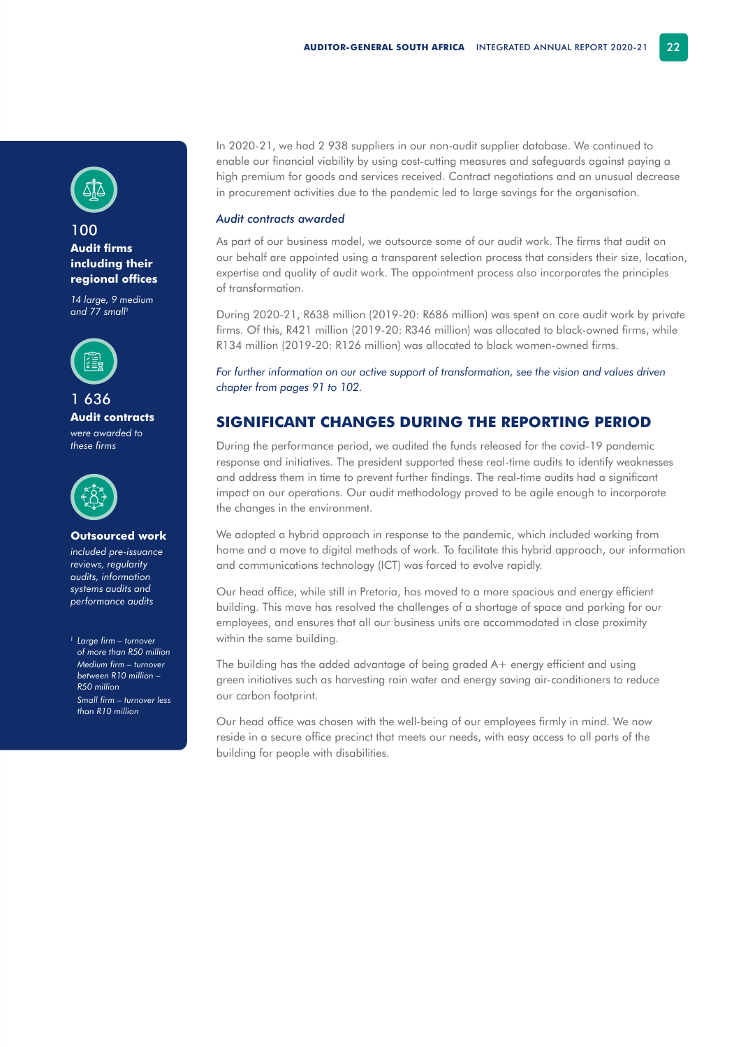100

**Audit firms including their regional offices**

*14 large, 9 medium and 77 small*[1]

1 636

**Audit contracts**

*were awarded to these firms*

**Outsourced work**

*included pre-issuance reviews, regularity audits, information systems audits and performance audits*

*[1] Large firm – turnover of more than R50 million*
*Medium firm – turnover between R10 million – R50 million*
*Small firm – turnover less than R10 million*

In 2020-21, we had 2 938 suppliers in our non-audit supplier database. We continued to enable our financial viability by using cost-cutting measures and safeguards against paying a high premium for goods and services received. Contract negotiations and an unusual decrease in procurement activities due to the pandemic led to large savings for the organisation.

*Audit contracts awarded*

As part of our business model, we outsource some of our audit work. The firms that audit on our behalf are appointed using a transparent selection process that considers their size, location, expertise and quality of audit work. The appointment process also incorporates the principles of transformation.

During 2020-21, R638 million (2019-20: R686 million) was spent on core audit work by private firms. Of this, R421 million (2019-20: R346 million) was allocated to black-owned firms, while R134 million (2019-20: R126 million) was allocated to black women-owned firms.

*For further information on our active support of transformation, see the vision and values driven chapter from pages 91 to 102.*

## SIGNIFICANT CHANGES DURING THE REPORTING PERIOD

During the performance period, we audited the funds released for the covid-19 pandemic response and initiatives. The president supported these real-time audits to identify weaknesses and address them in time to prevent further findings. The real-time audits had a significant impact on our operations. Our audit methodology proved to be agile enough to incorporate the changes in the environment.

We adopted a hybrid approach in response to the pandemic, which included working from home and a move to digital methods of work. To facilitate this hybrid approach, our information and communications technology (ICT) was forced to evolve rapidly.

Our head office, while still in Pretoria, has moved to a more spacious and energy efficient building. This move has resolved the challenges of a shortage of space and parking for our employees, and ensures that all our business units are accommodated in close proximity within the same building.

The building has the added advantage of being graded A+ energy efficient and using green initiatives such as harvesting rain water and energy saving air-conditioners to reduce our carbon footprint.

Our head office was chosen with the well-being of our employees firmly in mind. We now reside in a secure office precinct that meets our needs, with easy access to all parts of the building for people with disabilities.